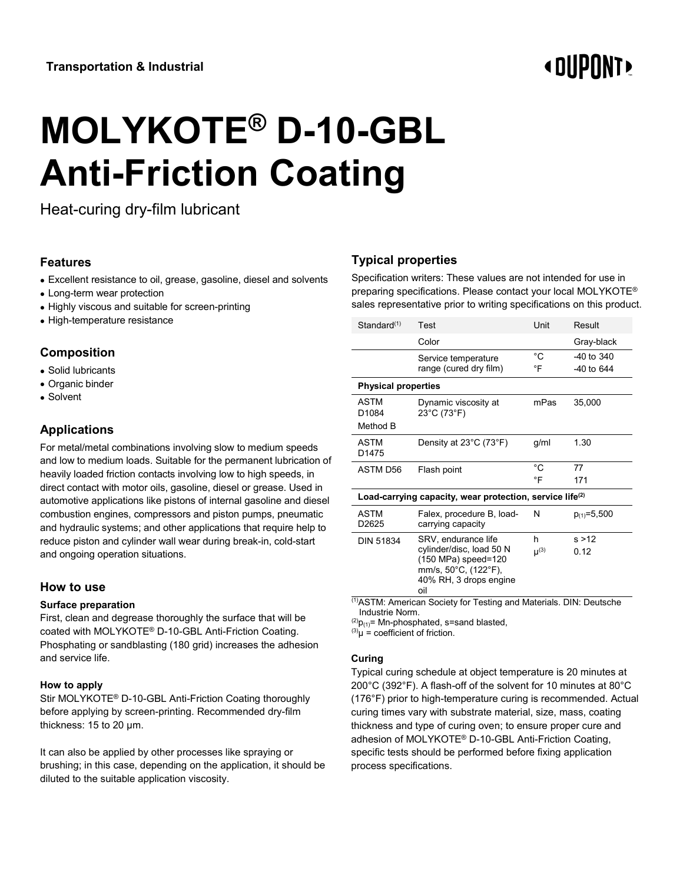**Transportation & Industrial**

# MOLYKOTE® D-10-GBL Anti-Friction Coating

Heat-curing dry-film lubricant

## Features

- Excellent resistance to oil, grease, gasoline, diesel and solvents
- Long-term wear protection
- Highly viscous and suitable for screen-printing
- High-temperature resistance

## Composition

- Solid lubricants
- Organic binder
- Solvent

## Applications

For metal/metal combinations involving slow to medium speeds and low to medium loads. Suitable for the permanent lubrication of heavily loaded friction contacts involving low to high speeds, in direct contact with motor oils, gasoline, diesel or grease. Used in automotive applications like pistons of internal gasoline and diesel combustion engines, compressors and piston pumps, pneumatic and hydraulic systems; and other applications that require help to reduce piston and cylinder wall wear during break-in, cold-start and ongoing operation situations.

## How to use

### Surface preparation

First, clean and degrease thoroughly the surface that will be coated with MOLYKOTE® D-10-GBL Anti-Friction Coating. Phosphating or sandblasting (180 grid) increases the adhesion and service life.

### How to apply

Stir MOLYKOTE® D-10-GBL Anti-Friction Coating thoroughly before applying by screen-printing. Recommended dry-film thickness: 15 to 20 µm.

It can also be applied by other processes like spraying or brushing; in this case, depending on the application, it should be diluted to the suitable application viscosity.

## Typical properties

Specification writers: These values are not intended for use in preparing specifications. Please contact your local MOLYKOTE® sales representative prior to writing specifications on this product.

| Standard[1] | Test | Unit | Result |
|---|---|---|---|
| | Color | | Gray-black |
| | Service temperature range (cured dry film) | °C<br>°F | -40 to 340<br>-40 to 644 |
| **Physical properties** | | | |
| ASTM D1084 Method B | Dynamic viscosity at 23°C (73°F) | mPas | 35,000 |
| ASTM D1475 | Density at 23°C (73°F) | g/ml | 1.30 |
| ASTM D56 | Flash point | °C<br>°F | 77<br>171 |
| **Load-carrying capacity, wear protection, service life[2]** | | | |
| ASTM D2625 | Falex, procedure B, load-carrying capacity | N | $p_{(1)}$=5,500 |
| DIN 51834 | SRV, endurance life cylinder/disc, load 50 N (150 MPa) speed=120 mm/s, 50°C, (122°F), 40% RH, 3 drops engine oil | h<br>µ[3] | s >12<br>0.12 |

[1]ASTM: American Society for Testing and Materials. DIN: Deutsche Industrie Norm.

[2]$p_{(1)}$= Mn-phosphated, s=sand blasted,

[3]µ = coefficient of friction.

### Curing

Typical curing schedule at object temperature is 20 minutes at 200°C (392°F). A flash-off of the solvent for 10 minutes at 80°C (176°F) prior to high-temperature curing is recommended. Actual curing times vary with substrate material, size, mass, coating thickness and type of curing oven; to ensure proper cure and adhesion of MOLYKOTE® D-10-GBL Anti-Friction Coating, specific tests should be performed before fixing application process specifications.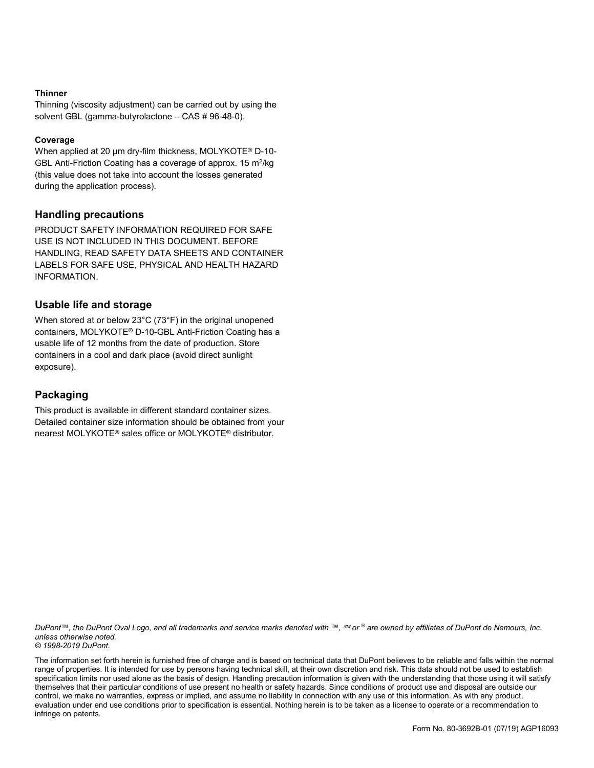**Thinner**

Thinning (viscosity adjustment) can be carried out by using the solvent GBL (gamma-butyrolactone – CAS # 96-48-0).

**Coverage**

When applied at 20 µm dry-film thickness, MOLYKOTE® D-10-GBL Anti-Friction Coating has a coverage of approx. 15 $m^2$/kg (this value does not take into account the losses generated during the application process).

## Handling precautions

PRODUCT SAFETY INFORMATION REQUIRED FOR SAFE USE IS NOT INCLUDED IN THIS DOCUMENT. BEFORE HANDLING, READ SAFETY DATA SHEETS AND CONTAINER LABELS FOR SAFE USE, PHYSICAL AND HEALTH HAZARD INFORMATION.

## Usable life and storage

When stored at or below 23°C (73°F) in the original unopened containers, MOLYKOTE® D-10-GBL Anti-Friction Coating has a usable life of 12 months from the date of production. Store containers in a cool and dark place (avoid direct sunlight exposure).

## Packaging

This product is available in different standard container sizes. Detailed container size information should be obtained from your nearest MOLYKOTE® sales office or MOLYKOTE® distributor.

*DuPont™, the DuPont Oval Logo, and all trademarks and service marks denoted with ™, ℠ or ® are owned by affiliates of DuPont de Nemours, Inc. unless otherwise noted.*
*© 1998-2019 DuPont.*

The information set forth herein is furnished free of charge and is based on technical data that DuPont believes to be reliable and falls within the normal range of properties. It is intended for use by persons having technical skill, at their own discretion and risk. This data should not be used to establish specification limits nor used alone as the basis of design. Handling precaution information is given with the understanding that those using it will satisfy themselves that their particular conditions of use present no health or safety hazards. Since conditions of product use and disposal are outside our control, we make no warranties, express or implied, and assume no liability in connection with any use of this information. As with any product, evaluation under end use conditions prior to specification is essential. Nothing herein is to be taken as a license to operate or a recommendation to infringe on patents.

Form No. 80-3692B-01 (07/19) AGP16093